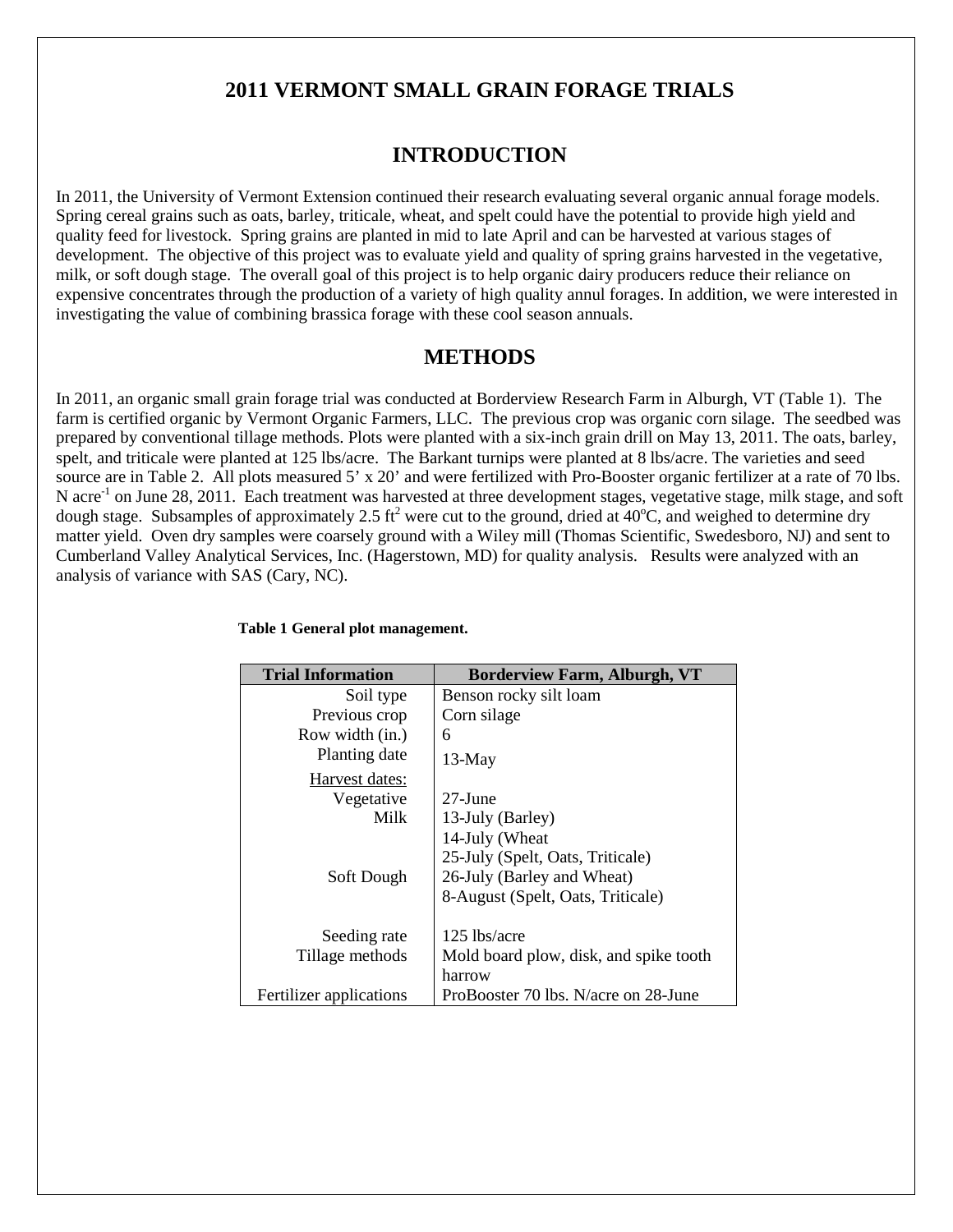# 2011 VERMONT SMALL GRAIN FORAGE TRIALS

## INTRODUCTION

In 2011, the University of Vermont Extension continued their research evaluating several organic annual forage models. Spring cereal grains such as oats, barley, triticale, wheat, and spelt could have the potential to provide high yield and quality feed for livestock. Spring grains are planted in mid to late April and can be harvested at various stages of development. The objective of this project was to evaluate yield and quality of spring grains harvested in the vegetative, milk, or soft dough stage. The overall goal of this project is to help organic dairy producers reduce their reliance on expensive concentrates through the production of a variety of high quality annul forages. In addition, we were interested in investigating the value of combining brassica forage with these cool season annuals.

## METHODS

In 2011, an organic small grain forage trial was conducted at Borderview Research Farm in Alburgh, VT (Table 1). The farm is certified organic by Vermont Organic Farmers, LLC. The previous crop was organic corn silage. The seedbed was prepared by conventional tillage methods. Plots were planted with a six-inch grain drill on May 13, 2011. The oats, barley, spelt, and triticale were planted at 125 lbs/acre. The Barkant turnips were planted at 8 lbs/acre. The varieties and seed source are in Table 2. All plots measured 5' x 20' and were fertilized with Pro-Booster organic fertilizer at a rate of 70 lbs. N $acre^{-1}$ on June 28, 2011. Each treatment was harvested at three development stages, vegetative stage, milk stage, and soft dough stage. Subsamples of approximately 2.5 $ft^2$ were cut to the ground, dried at 40°C, and weighed to determine dry matter yield. Oven dry samples were coarsely ground with a Wiley mill (Thomas Scientific, Swedesboro, NJ) and sent to Cumberland Valley Analytical Services, Inc. (Hagerstown, MD) for quality analysis. Results were analyzed with an analysis of variance with SAS (Cary, NC).

**Table 1 General plot management.**

| Trial Information | Borderview Farm, Alburgh, VT |
|---|---|
| Soil type | Benson rocky silt loam |
| Previous crop | Corn silage |
| Row width (in.) | 6 |
| Planting date | 13-May |
| Harvest dates: | |
| Vegetative | 27-June |
| Milk | 13-July (Barley)<br>14-July (Wheat<br>25-July (Spelt, Oats, Triticale) |
| Soft Dough | 26-July (Barley and Wheat)<br>8-August (Spelt, Oats, Triticale) |
| Seeding rate | 125 lbs/acre |
| Tillage methods | Mold board plow, disk, and spike tooth harrow |
| Fertilizer applications | ProBooster 70 lbs. N/acre on 28-June |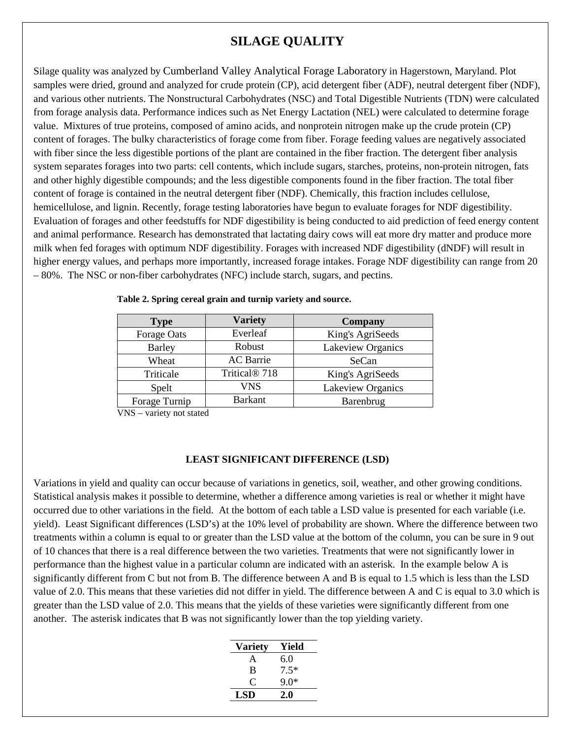## SILAGE QUALITY

Silage quality was analyzed by Cumberland Valley Analytical Forage Laboratory in Hagerstown, Maryland. Plot samples were dried, ground and analyzed for crude protein (CP), acid detergent fiber (ADF), neutral detergent fiber (NDF), and various other nutrients. The Nonstructural Carbohydrates (NSC) and Total Digestible Nutrients (TDN) were calculated from forage analysis data. Performance indices such as Net Energy Lactation (NEL) were calculated to determine forage value. Mixtures of true proteins, composed of amino acids, and nonprotein nitrogen make up the crude protein (CP) content of forages. The bulky characteristics of forage come from fiber. Forage feeding values are negatively associated with fiber since the less digestible portions of the plant are contained in the fiber fraction. The detergent fiber analysis system separates forages into two parts: cell contents, which include sugars, starches, proteins, non-protein nitrogen, fats and other highly digestible compounds; and the less digestible components found in the fiber fraction. The total fiber content of forage is contained in the neutral detergent fiber (NDF). Chemically, this fraction includes cellulose, hemicellulose, and lignin. Recently, forage testing laboratories have begun to evaluate forages for NDF digestibility. Evaluation of forages and other feedstuffs for NDF digestibility is being conducted to aid prediction of feed energy content and animal performance. Research has demonstrated that lactating dairy cows will eat more dry matter and produce more milk when fed forages with optimum NDF digestibility. Forages with increased NDF digestibility (dNDF) will result in higher energy values, and perhaps more importantly, increased forage intakes. Forage NDF digestibility can range from 20 – 80%. The NSC or non-fiber carbohydrates (NFC) include starch, sugars, and pectins.

**Table 2. Spring cereal grain and turnip variety and source.**

| Type | Variety | Company |
|---|---|---|
| Forage Oats | Everleaf | King's AgriSeeds |
| Barley | Robust | Lakeview Organics |
| Wheat | AC Barrie | SeCan |
| Triticale | Trictical® 718 | King's AgriSeeds |
| Spelt | VNS | Lakeview Organics |
| Forage Turnip | Barkant | Barenbrug |

VNS – variety not stated

### LEAST SIGNIFICANT DIFFERENCE (LSD)

Variations in yield and quality can occur because of variations in genetics, soil, weather, and other growing conditions. Statistical analysis makes it possible to determine, whether a difference among varieties is real or whether it might have occurred due to other variations in the field. At the bottom of each table a LSD value is presented for each variable (i.e. yield). Least Significant differences (LSD's) at the 10% level of probability are shown. Where the difference between two treatments within a column is equal to or greater than the LSD value at the bottom of the column, you can be sure in 9 out of 10 chances that there is a real difference between the two varieties. Treatments that were not significantly lower in performance than the highest value in a particular column are indicated with an asterisk. In the example below A is significantly different from C but not from B. The difference between A and B is equal to 1.5 which is less than the LSD value of 2.0. This means that these varieties did not differ in yield. The difference between A and C is equal to 3.0 which is greater than the LSD value of 2.0. This means that the yields of these varieties were significantly different from one another. The asterisk indicates that B was not significantly lower than the top yielding variety.

| Variety | Yield |
|---|---|
| A | 6.0 |
| B | 7.5* |
| C | 9.0* |
| **LSD** | **2.0** |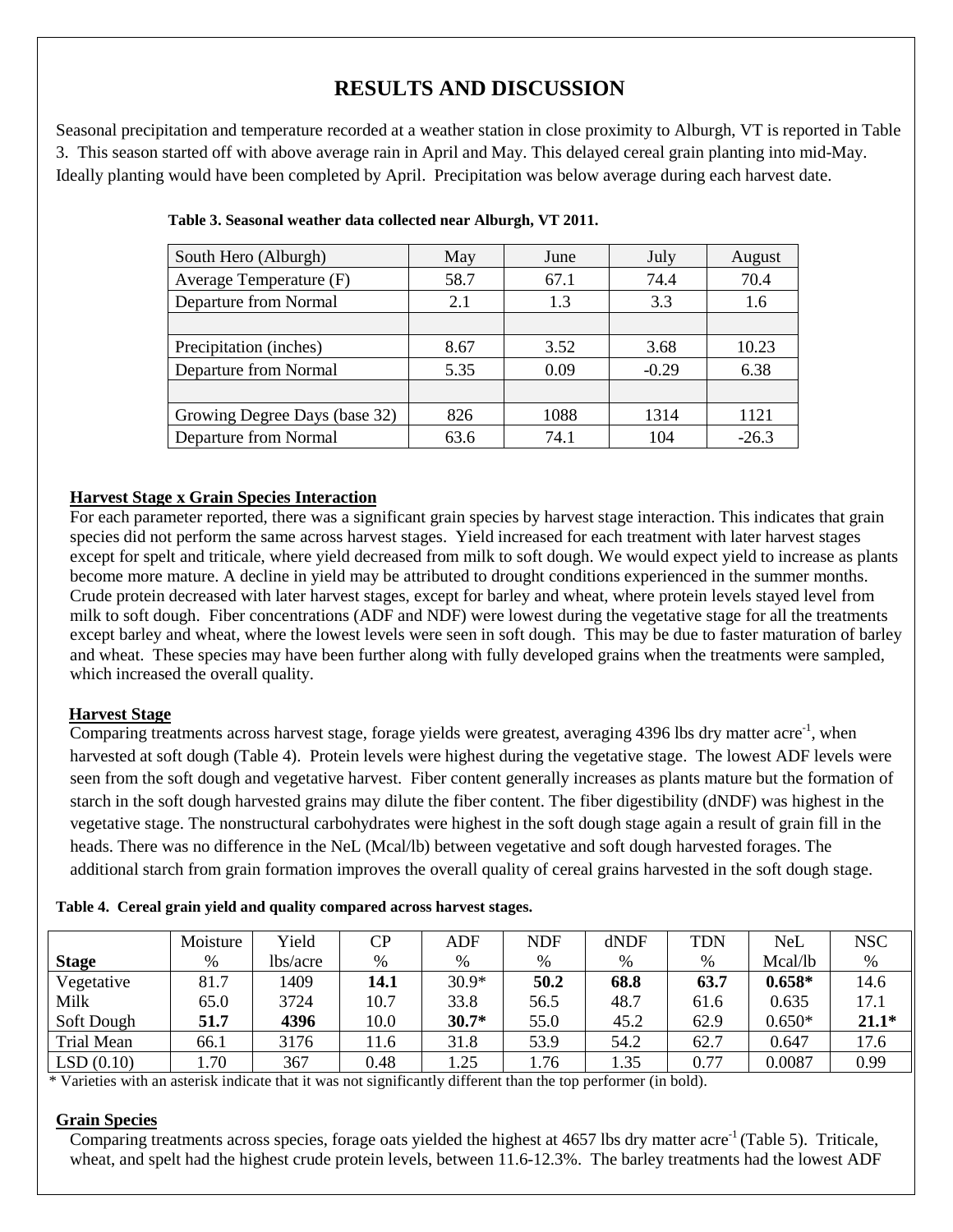# RESULTS AND DISCUSSION

Seasonal precipitation and temperature recorded at a weather station in close proximity to Alburgh, VT is reported in Table 3. This season started off with above average rain in April and May. This delayed cereal grain planting into mid-May. Ideally planting would have been completed by April. Precipitation was below average during each harvest date.

**Table 3. Seasonal weather data collected near Alburgh, VT 2011.**

| South Hero (Alburgh) | May | June | July | August |
|---|---|---|---|---|
| Average Temperature (F) | 58.7 | 67.1 | 74.4 | 70.4 |
| Departure from Normal | 2.1 | 1.3 | 3.3 | 1.6 |
| | | | | |
| Precipitation (inches) | 8.67 | 3.52 | 3.68 | 10.23 |
| Departure from Normal | 5.35 | 0.09 | -0.29 | 6.38 |
| | | | | |
| Growing Degree Days (base 32) | 826 | 1088 | 1314 | 1121 |
| Departure from Normal | 63.6 | 74.1 | 104 | -26.3 |

## Harvest Stage x Grain Species Interaction

For each parameter reported, there was a significant grain species by harvest stage interaction. This indicates that grain species did not perform the same across harvest stages. Yield increased for each treatment with later harvest stages except for spelt and triticale, where yield decreased from milk to soft dough. We would expect yield to increase as plants become more mature. A decline in yield may be attributed to drought conditions experienced in the summer months. Crude protein decreased with later harvest stages, except for barley and wheat, where protein levels stayed level from milk to soft dough. Fiber concentrations (ADF and NDF) were lowest during the vegetative stage for all the treatments except barley and wheat, where the lowest levels were seen in soft dough. This may be due to faster maturation of barley and wheat. These species may have been further along with fully developed grains when the treatments were sampled, which increased the overall quality.

## Harvest Stage

Comparing treatments across harvest stage, forage yields were greatest, averaging 4396 lbs dry matter acre$^{-1}$, when harvested at soft dough (Table 4). Protein levels were highest during the vegetative stage. The lowest ADF levels were seen from the soft dough and vegetative harvest. Fiber content generally increases as plants mature but the formation of starch in the soft dough harvested grains may dilute the fiber content. The fiber digestibility (dNDF) was highest in the vegetative stage. The nonstructural carbohydrates were highest in the soft dough stage again a result of grain fill in the heads. There was no difference in the NeL (Mcal/lb) between vegetative and soft dough harvested forages. The additional starch from grain formation improves the overall quality of cereal grains harvested in the soft dough stage.

**Table 4. Cereal grain yield and quality compared across harvest stages.**

| Stage | Moisture % | Yield lbs/acre | CP % | ADF % | NDF % | dNDF % | TDN % | NeL Mcal/lb | NSC % |
|---|---|---|---|---|---|---|---|---|---|
| Vegetative | 81.7 | 1409 | **14.1** | 30.9* | **50.2** | **68.8** | **63.7** | **0.658*** | 14.6 |
| Milk | 65.0 | 3724 | 10.7 | 33.8 | 56.5 | 48.7 | 61.6 | 0.635 | 17.1 |
| Soft Dough | **51.7** | **4396** | 10.0 | **30.7*** | 55.0 | 45.2 | 62.9 | 0.650* | **21.1*** |
| Trial Mean | 66.1 | 3176 | 11.6 | 31.8 | 53.9 | 54.2 | 62.7 | 0.647 | 17.6 |
| LSD (0.10) | 1.70 | 367 | 0.48 | 1.25 | 1.76 | 1.35 | 0.77 | 0.0087 | 0.99 |

\* Varieties with an asterisk indicate that it was not significantly different than the top performer (in bold).

## Grain Species

Comparing treatments across species, forage oats yielded the highest at 4657 lbs dry matter acre$^{-1}$ (Table 5). Triticale, wheat, and spelt had the highest crude protein levels, between 11.6-12.3%. The barley treatments had the lowest ADF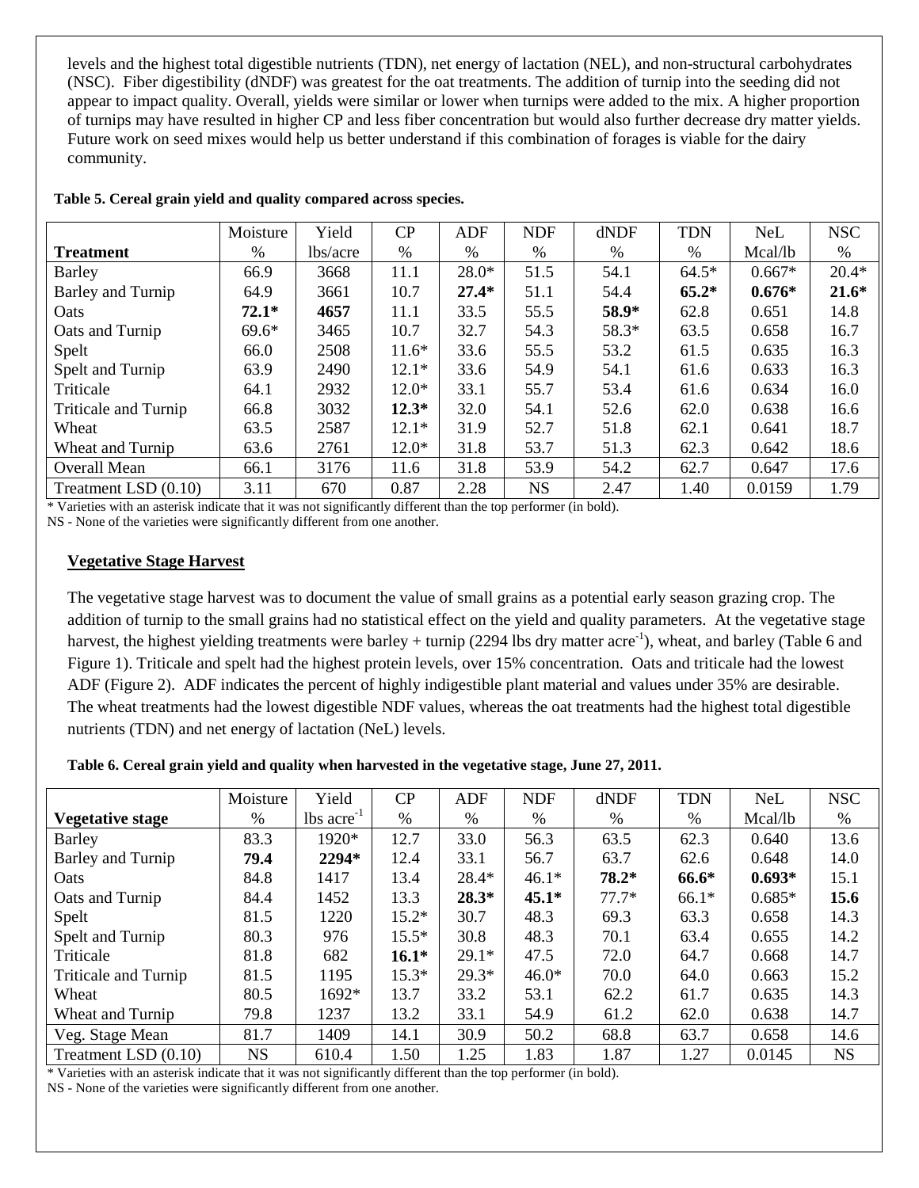levels and the highest total digestible nutrients (TDN), net energy of lactation (NEL), and non-structural carbohydrates (NSC). Fiber digestibility (dNDF) was greatest for the oat treatments. The addition of turnip into the seeding did not appear to impact quality. Overall, yields were similar or lower when turnips were added to the mix. A higher proportion of turnips may have resulted in higher CP and less fiber concentration but would also further decrease dry matter yields. Future work on seed mixes would help us better understand if this combination of forages is viable for the dairy community.

**Table 5. Cereal grain yield and quality compared across species.**

| Treatment | Moisture % | Yield lbs/acre | CP % | ADF % | NDF % | dNDF % | TDN % | NeL Mcal/lb | NSC % |
|---|---|---|---|---|---|---|---|---|---|
| Barley | 66.9 | 3668 | 11.1 | 28.0* | 51.5 | 54.1 | 64.5* | 0.667* | 20.4* |
| Barley and Turnip | 64.9 | 3661 | 10.7 | **27.4*** | 51.1 | 54.4 | **65.2*** | **0.676*** | **21.6*** |
| Oats | **72.1*** | **4657** | 11.1 | 33.5 | 55.5 | **58.9*** | 62.8 | 0.651 | 14.8 |
| Oats and Turnip | 69.6* | 3465 | 10.7 | 32.7 | 54.3 | 58.3* | 63.5 | 0.658 | 16.7 |
| Spelt | 66.0 | 2508 | 11.6* | 33.6 | 55.5 | 53.2 | 61.5 | 0.635 | 16.3 |
| Spelt and Turnip | 63.9 | 2490 | 12.1* | 33.6 | 54.9 | 54.1 | 61.6 | 0.633 | 16.3 |
| Triticale | 64.1 | 2932 | 12.0* | 33.1 | 55.7 | 53.4 | 61.6 | 0.634 | 16.0 |
| Triticale and Turnip | 66.8 | 3032 | **12.3*** | 32.0 | 54.1 | 52.6 | 62.0 | 0.638 | 16.6 |
| Wheat | 63.5 | 2587 | 12.1* | 31.9 | 52.7 | 51.8 | 62.1 | 0.641 | 18.7 |
| Wheat and Turnip | 63.6 | 2761 | 12.0* | 31.8 | 53.7 | 51.3 | 62.3 | 0.642 | 18.6 |
| Overall Mean | 66.1 | 3176 | 11.6 | 31.8 | 53.9 | 54.2 | 62.7 | 0.647 | 17.6 |
| Treatment LSD (0.10) | 3.11 | 670 | 0.87 | 2.28 | NS | 2.47 | 1.40 | 0.0159 | 1.79 |

\* Varieties with an asterisk indicate that it was not significantly different than the top performer (in bold).
NS - None of the varieties were significantly different from one another.

## Vegetative Stage Harvest

The vegetative stage harvest was to document the value of small grains as a potential early season grazing crop. The addition of turnip to the small grains had no statistical effect on the yield and quality parameters. At the vegetative stage harvest, the highest yielding treatments were barley + turnip (2294 lbs dry matter acre$^{-1}$), wheat, and barley (Table 6 and Figure 1). Triticale and spelt had the highest protein levels, over 15% concentration. Oats and triticale had the lowest ADF (Figure 2). ADF indicates the percent of highly indigestible plant material and values under 35% are desirable. The wheat treatments had the lowest digestible NDF values, whereas the oat treatments had the highest total digestible nutrients (TDN) and net energy of lactation (NeL) levels.

**Table 6. Cereal grain yield and quality when harvested in the vegetative stage, June 27, 2011.**

| Vegetative stage | Moisture % | Yield lbs acre$^{-1}$ | CP % | ADF % | NDF % | dNDF % | TDN % | NeL Mcal/lb | NSC % |
|---|---|---|---|---|---|---|---|---|---|
| Barley | 83.3 | 1920* | 12.7 | 33.0 | 56.3 | 63.5 | 62.3 | 0.640 | 13.6 |
| Barley and Turnip | **79.4** | **2294*** | 12.4 | 33.1 | 56.7 | 63.7 | 62.6 | 0.648 | 14.0 |
| Oats | 84.8 | 1417 | 13.4 | 28.4* | 46.1* | **78.2*** | **66.6*** | **0.693*** | 15.1 |
| Oats and Turnip | 84.4 | 1452 | 13.3 | **28.3*** | **45.1*** | 77.7* | 66.1* | 0.685* | **15.6** |
| Spelt | 81.5 | 1220 | 15.2* | 30.7 | 48.3 | 69.3 | 63.3 | 0.658 | 14.3 |
| Spelt and Turnip | 80.3 | 976 | 15.5* | 30.8 | 48.3 | 70.1 | 63.4 | 0.655 | 14.2 |
| Triticale | 81.8 | 682 | **16.1*** | 29.1* | 47.5 | 72.0 | 64.7 | 0.668 | 14.7 |
| Triticale and Turnip | 81.5 | 1195 | 15.3* | 29.3* | 46.0* | 70.0 | 64.0 | 0.663 | 15.2 |
| Wheat | 80.5 | 1692* | 13.7 | 33.2 | 53.1 | 62.2 | 61.7 | 0.635 | 14.3 |
| Wheat and Turnip | 79.8 | 1237 | 13.2 | 33.1 | 54.9 | 61.2 | 62.0 | 0.638 | 14.7 |
| Veg. Stage Mean | 81.7 | 1409 | 14.1 | 30.9 | 50.2 | 68.8 | 63.7 | 0.658 | 14.6 |
| Treatment LSD (0.10) | NS | 610.4 | 1.50 | 1.25 | 1.83 | 1.87 | 1.27 | 0.0145 | NS |

\* Varieties with an asterisk indicate that it was not significantly different than the top performer (in bold).
NS - None of the varieties were significantly different from one another.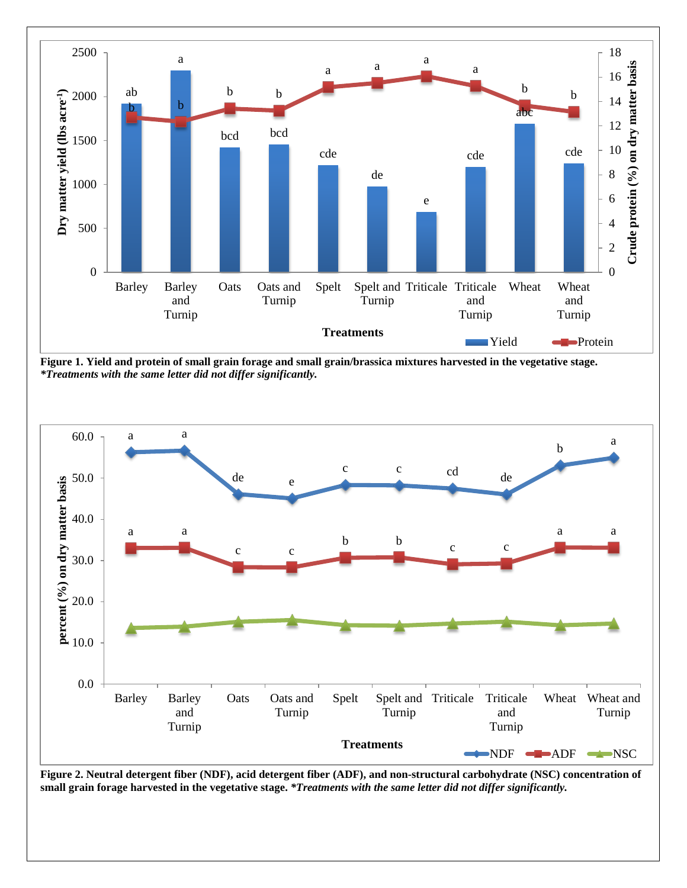**Figure 1. Yield and protein of small grain forage and small grain/brassica mixtures harvested in the vegetative stage.**
***Treatments with the same letter did not differ significantly.***

**Figure 2. Neutral detergent fiber (NDF), acid detergent fiber (ADF), and non-structural carbohydrate (NSC) concentration of small grain forage harvested in the vegetative stage.** ***Treatments with the same letter did not differ significantly.***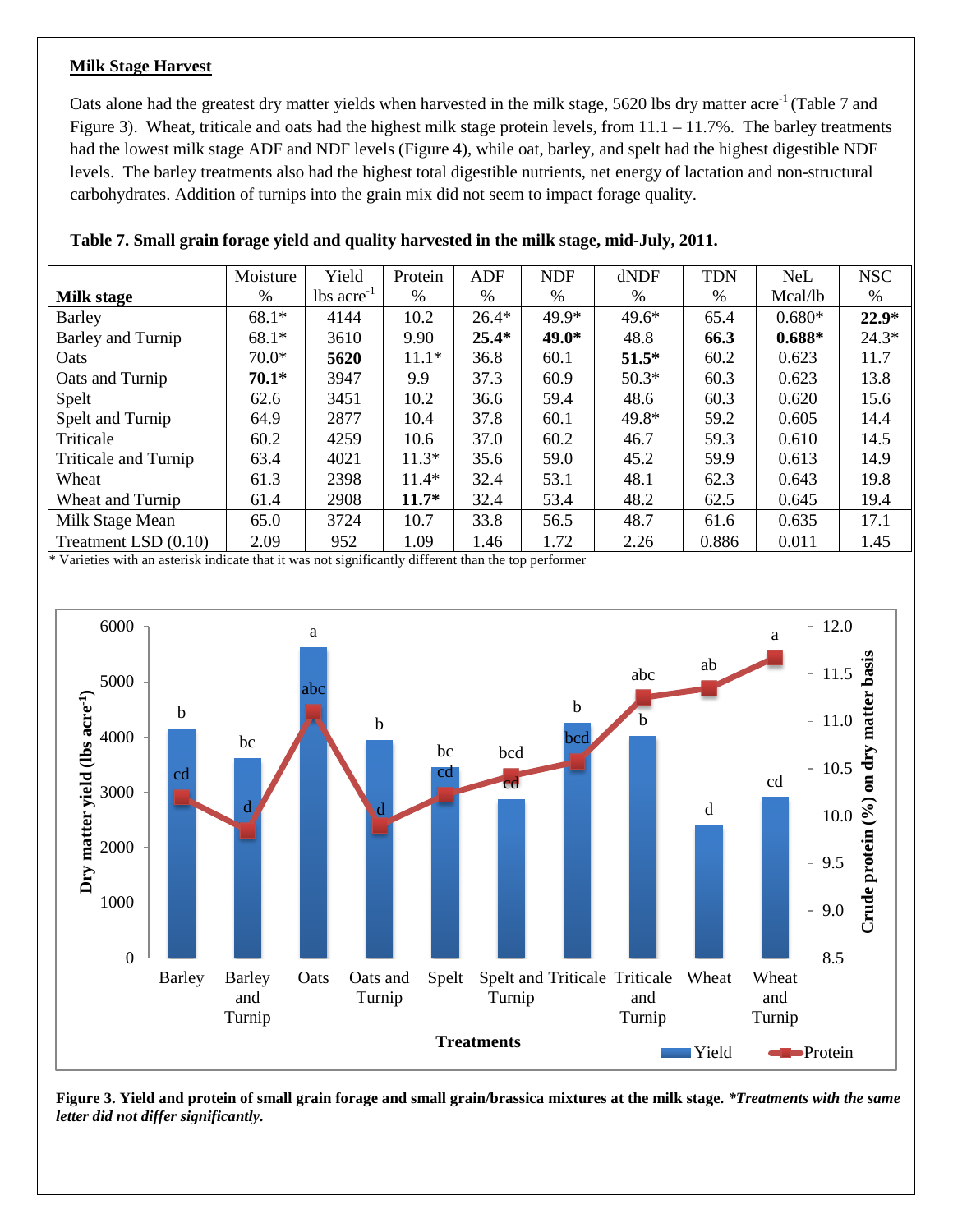**Milk Stage Harvest**

Oats alone had the greatest dry matter yields when harvested in the milk stage, 5620 lbs dry matter acre$^{-1}$ (Table 7 and Figure 3). Wheat, triticale and oats had the highest milk stage protein levels, from 11.1 – 11.7%. The barley treatments had the lowest milk stage ADF and NDF levels (Figure 4), while oat, barley, and spelt had the highest digestible NDF levels. The barley treatments also had the highest total digestible nutrients, net energy of lactation and non-structural carbohydrates. Addition of turnips into the grain mix did not seem to impact forage quality.

**Table 7. Small grain forage yield and quality harvested in the milk stage, mid-July, 2011.**

| Milk stage | Moisture % | Yield lbs acre$^{-1}$ | Protein % | ADF % | NDF % | dNDF % | TDN % | NeL Mcal/lb | NSC % |
|---|---|---|---|---|---|---|---|---|---|
| Barley | 68.1* | 4144 | 10.2 | 26.4* | 49.9* | 49.6* | 65.4 | 0.680* | **22.9*** |
| Barley and Turnip | 68.1* | 3610 | 9.90 | **25.4*** | **49.0*** | 48.8 | **66.3** | **0.688*** | 24.3* |
| Oats | 70.0* | **5620** | 11.1* | 36.8 | 60.1 | **51.5*** | 60.2 | 0.623 | 11.7 |
| Oats and Turnip | **70.1*** | 3947 | 9.9 | 37.3 | 60.9 | 50.3* | 60.3 | 0.623 | 13.8 |
| Spelt | 62.6 | 3451 | 10.2 | 36.6 | 59.4 | 48.6 | 60.3 | 0.620 | 15.6 |
| Spelt and Turnip | 64.9 | 2877 | 10.4 | 37.8 | 60.1 | 49.8* | 59.2 | 0.605 | 14.4 |
| Triticale | 60.2 | 4259 | 10.6 | 37.0 | 60.2 | 46.7 | 59.3 | 0.610 | 14.5 |
| Triticale and Turnip | 63.4 | 4021 | 11.3* | 35.6 | 59.0 | 45.2 | 59.9 | 0.613 | 14.9 |
| Wheat | 61.3 | 2398 | 11.4* | 32.4 | 53.1 | 48.1 | 62.3 | 0.643 | 19.8 |
| Wheat and Turnip | 61.4 | 2908 | **11.7*** | 32.4 | 53.4 | 48.2 | 62.5 | 0.645 | 19.4 |
| Milk Stage Mean | 65.0 | 3724 | 10.7 | 33.8 | 56.5 | 48.7 | 61.6 | 0.635 | 17.1 |
| Treatment LSD (0.10) | 2.09 | 952 | 1.09 | 1.46 | 1.72 | 2.26 | 0.886 | 0.011 | 1.45 |

\* Varieties with an asterisk indicate that it was not significantly different than the top performer

**Figure 3. Yield and protein of small grain forage and small grain/brassica mixtures at the milk stage.** ***Treatments with the same letter did not differ significantly.***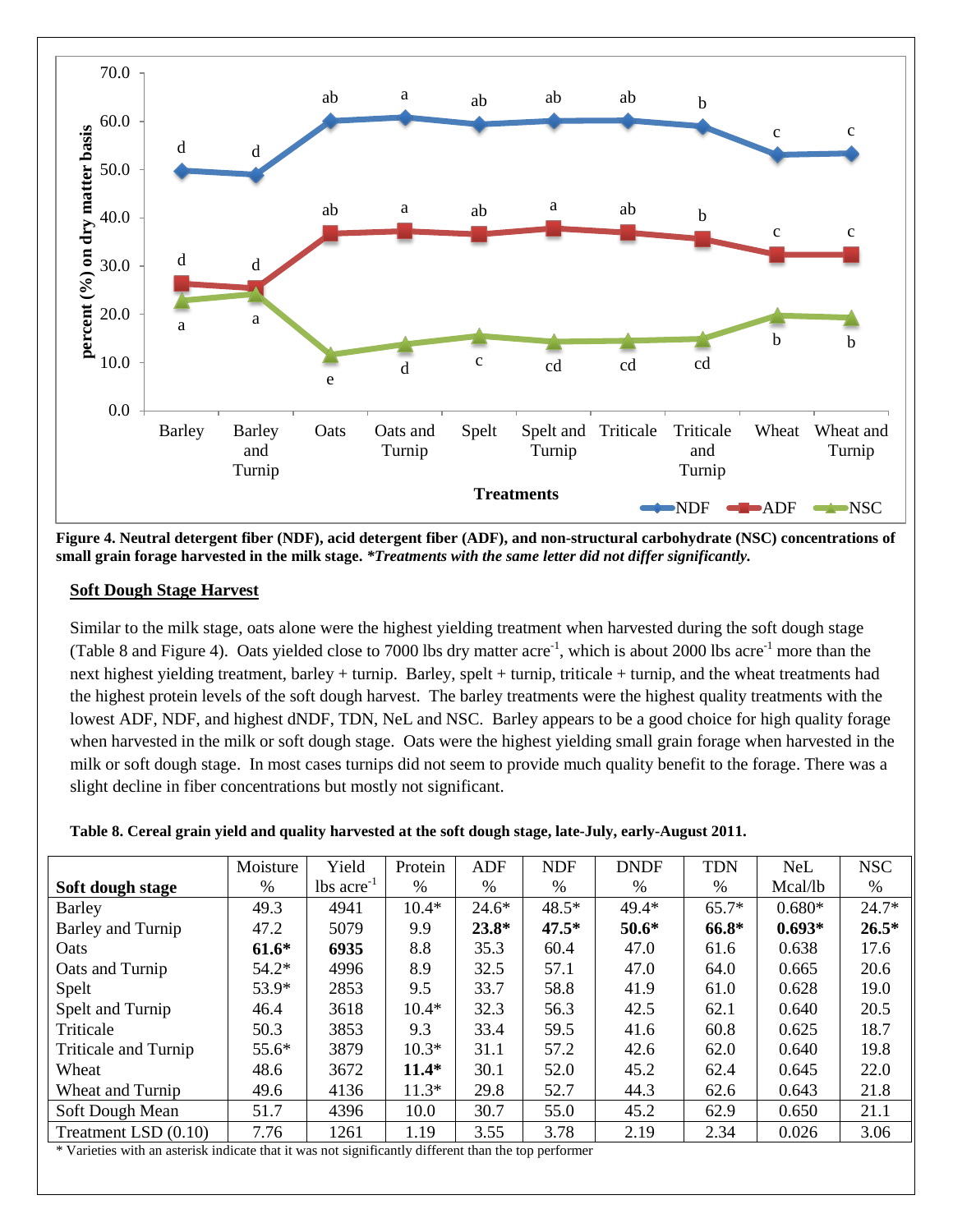**Figure 4. Neutral detergent fiber (NDF), acid detergent fiber (ADF), and non-structural carbohydrate (NSC) concentrations of small grain forage harvested in the milk stage. *Treatments with the same letter did not differ significantly.***

## Soft Dough Stage Harvest

Similar to the milk stage, oats alone were the highest yielding treatment when harvested during the soft dough stage (Table 8 and Figure 4). Oats yielded close to 7000 lbs dry matter acre$^{-1}$, which is about 2000 lbs acre$^{-1}$ more than the next highest yielding treatment, barley + turnip. Barley, spelt + turnip, triticale + turnip, and the wheat treatments had the highest protein levels of the soft dough harvest. The barley treatments were the highest quality treatments with the lowest ADF, NDF, and highest dNDF, TDN, NeL and NSC. Barley appears to be a good choice for high quality forage when harvested in the milk or soft dough stage. Oats were the highest yielding small grain forage when harvested in the milk or soft dough stage. In most cases turnips did not seem to provide much quality benefit to the forage. There was a slight decline in fiber concentrations but mostly not significant.

**Table 8. Cereal grain yield and quality harvested at the soft dough stage, late-July, early-August 2011.**

| Soft dough stage | Moisture % | Yield lbs acre$^{-1}$ | Protein % | ADF % | NDF % | DNDF % | TDN % | NeL Mcal/lb | NSC % |
|---|---|---|---|---|---|---|---|---|---|
| Barley | 49.3 | 4941 | 10.4* | 24.6* | 48.5* | 49.4* | 65.7* | 0.680* | 24.7* |
| Barley and Turnip | 47.2 | 5079 | 9.9 | **23.8*** | **47.5*** | **50.6*** | **66.8*** | **0.693*** | **26.5*** |
| Oats | **61.6*** | **6935** | 8.8 | 35.3 | 60.4 | 47.0 | 61.6 | 0.638 | 17.6 |
| Oats and Turnip | 54.2* | 4996 | 8.9 | 32.5 | 57.1 | 47.0 | 64.0 | 0.665 | 20.6 |
| Spelt | 53.9* | 2853 | 9.5 | 33.7 | 58.8 | 41.9 | 61.0 | 0.628 | 19.0 |
| Spelt and Turnip | 46.4 | 3618 | 10.4* | 32.3 | 56.3 | 42.5 | 62.1 | 0.640 | 20.5 |
| Triticale | 50.3 | 3853 | 9.3 | 33.4 | 59.5 | 41.6 | 60.8 | 0.625 | 18.7 |
| Triticale and Turnip | 55.6* | 3879 | 10.3* | 31.1 | 57.2 | 42.6 | 62.0 | 0.640 | 19.8 |
| Wheat | 48.6 | 3672 | **11.4*** | 30.1 | 52.0 | 45.2 | 62.4 | 0.645 | 22.0 |
| Wheat and Turnip | 49.6 | 4136 | 11.3* | 29.8 | 52.7 | 44.3 | 62.6 | 0.643 | 21.8 |
| Soft Dough Mean | 51.7 | 4396 | 10.0 | 30.7 | 55.0 | 45.2 | 62.9 | 0.650 | 21.1 |
| Treatment LSD (0.10) | 7.76 | 1261 | 1.19 | 3.55 | 3.78 | 2.19 | 2.34 | 0.026 | 3.06 |

* Varieties with an asterisk indicate that it was not significantly different than the top performer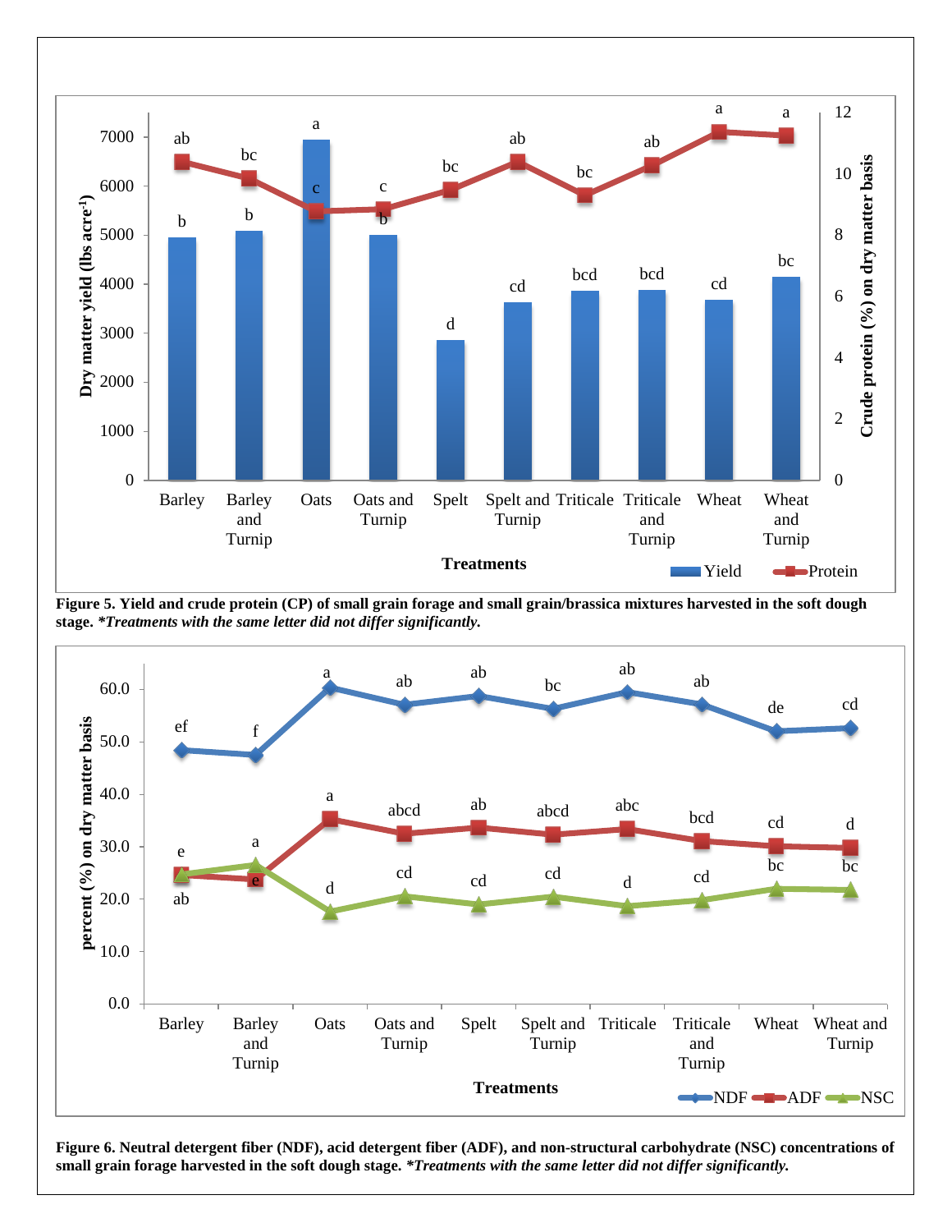**Figure 5. Yield and crude protein (CP) of small grain forage and small grain/brassica mixtures harvested in the soft dough stage. *_Treatments with the same letter did not differ significantly._**

**Figure 6. Neutral detergent fiber (NDF), acid detergent fiber (ADF), and non-structural carbohydrate (NSC) concentrations of small grain forage harvested in the soft dough stage. *_Treatments with the same letter did not differ significantly._**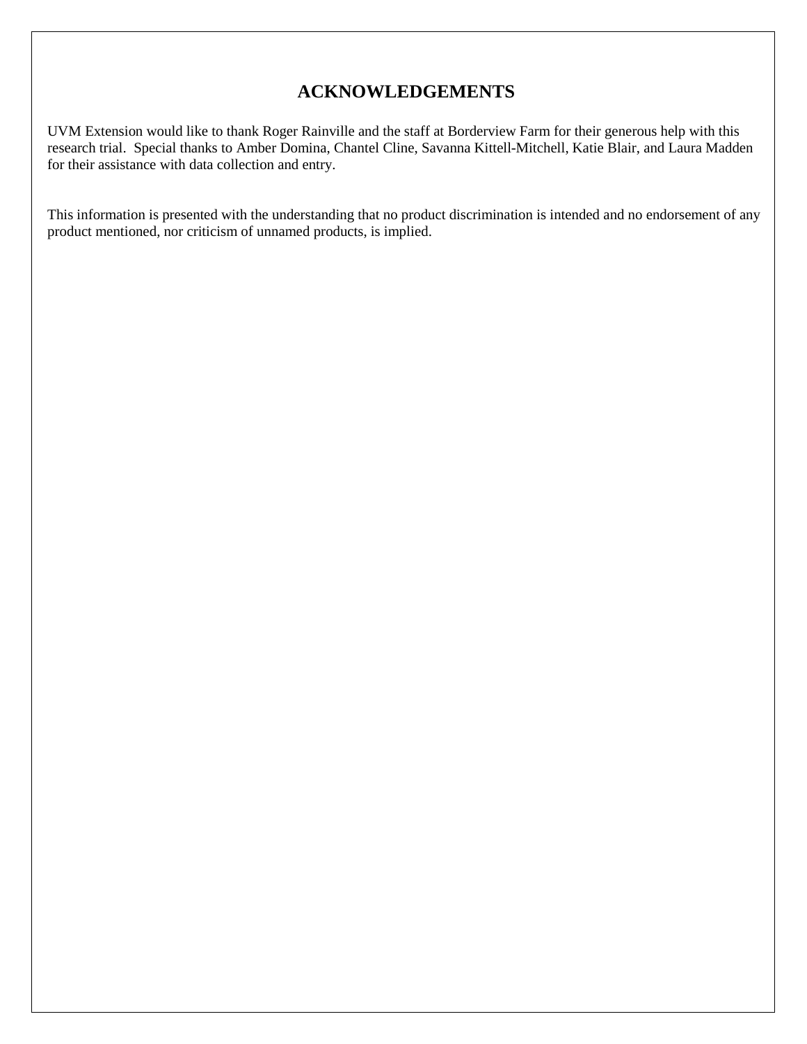## ACKNOWLEDGEMENTS

UVM Extension would like to thank Roger Rainville and the staff at Borderview Farm for their generous help with this research trial. Special thanks to Amber Domina, Chantel Cline, Savanna Kittell-Mitchell, Katie Blair, and Laura Madden for their assistance with data collection and entry.

This information is presented with the understanding that no product discrimination is intended and no endorsement of any product mentioned, nor criticism of unnamed products, is implied.